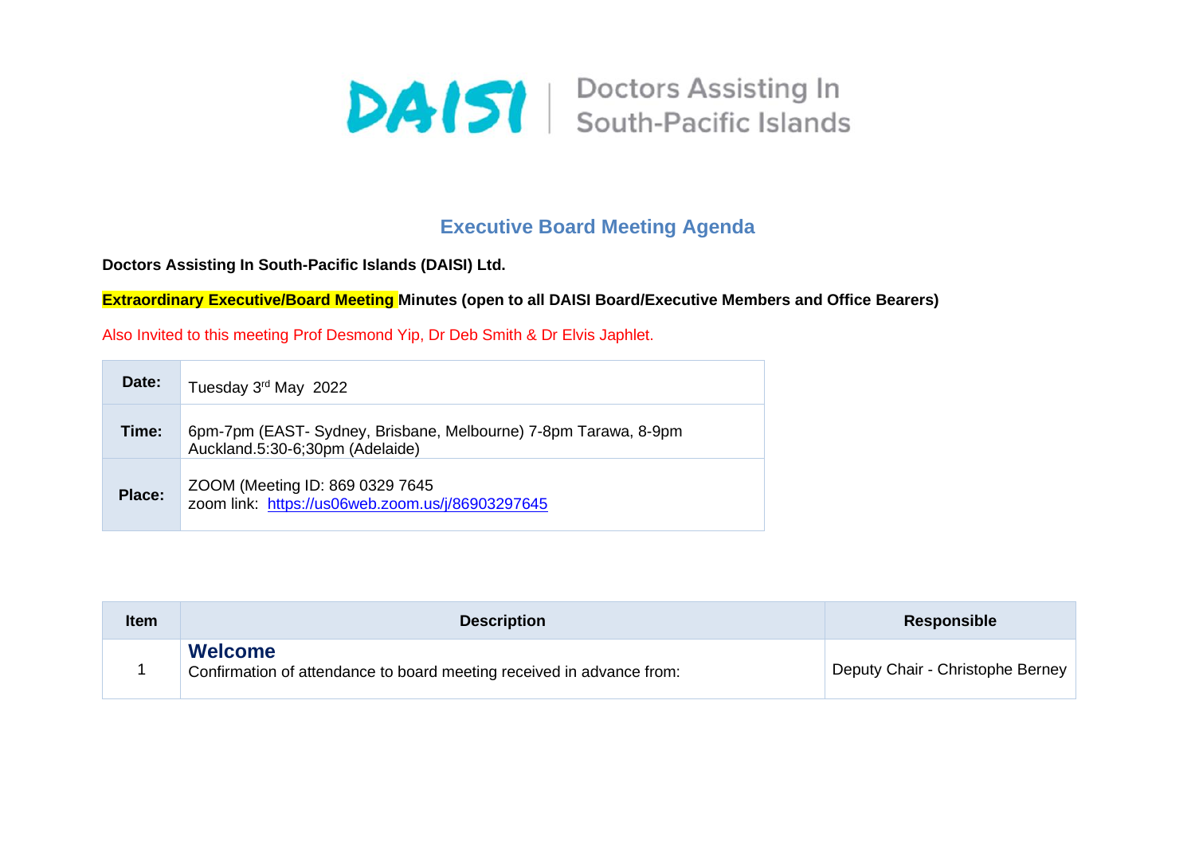DAISI | Doctors Assisting In South-Pacific Islands

# Executive Board Meeting Agenda

**Doctors Assisting In South-Pacific Islands (DAISI) Ltd.**

**Extraordinary Executive/Board Meeting Minutes (open to all DAISI Board/Executive Members and Office Bearers)**

Also Invited to this meeting Prof Desmond Yip, Dr Deb Smith & Dr Elvis Japhlet.

| | |
|---|---|
| **Date:** | Tuesday 3rd May 2022 |
| **Time:** | 6pm-7pm (EAST- Sydney, Brisbane, Melbourne) 7-8pm Tarawa, 8-9pm Auckland.5:30-6;30pm (Adelaide) |
| **Place:** | ZOOM (Meeting ID: 869 0329 7645<br>zoom link: https://us06web.zoom.us/j/86903297645 |

| Item | Description | Responsible |
|---|---|---|
| 1 | **Welcome**<br>Confirmation of attendance to board meeting received in advance from: | Deputy Chair - Christophe Berney |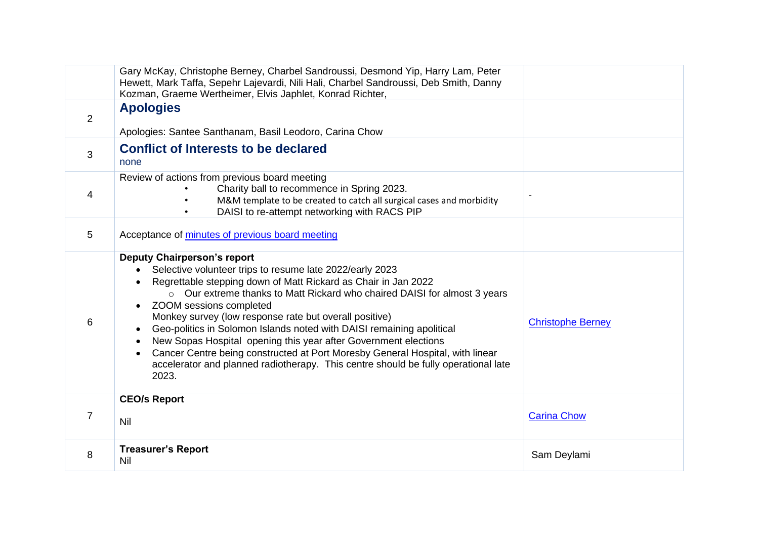| | | |
|---|---|---|
| | Gary McKay, Christophe Berney, Charbel Sandroussi, Desmond Yip, Harry Lam, Peter Hewett, Mark Taffa, Sepehr Lajevardi, Nili Hali, Charbel Sandroussi, Deb Smith, Danny Kozman, Graeme Wertheimer, Elvis Japhlet, Konrad Richter, | |
| 2 | **Apologies**<br><br>Apologies: Santee Santhanam, Basil Leodoro, Carina Chow | |
| 3 | **Conflict of Interests to be declared**<br>none | |
| 4 | Review of actions from previous board meeting<br>• Charity ball to recommence in Spring 2023.<br>• M&M template to be created to catch all surgical cases and morbidity<br>• DAISI to re-attempt networking with RACS PIP | - |
| 5 | Acceptance of [minutes of previous board meeting]() | |
| 6 | **Deputy Chairperson's report**<br>• Selective volunteer trips to resume late 2022/early 2023<br>• Regrettable stepping down of Matt Rickard as Chair in Jan 2022<br>  ○ Our extreme thanks to Matt Rickard who chaired DAISI for almost 3 years<br>• ZOOM sessions completed<br>  Monkey survey (low response rate but overall positive)<br>• Geo-politics in Solomon Islands noted with DAISI remaining apolitical<br>• New Sopas Hospital opening this year after Government elections<br>• Cancer Centre being constructed at Port Moresby General Hospital, with linear accelerator and planned radiotherapy. This centre should be fully operational late 2023. | [Christophe Berney]() |
| 7 | **CEO/s Report**<br><br>Nil | [Carina Chow]() |
| 8 | **Treasurer's Report**<br>Nil | Sam Deylami |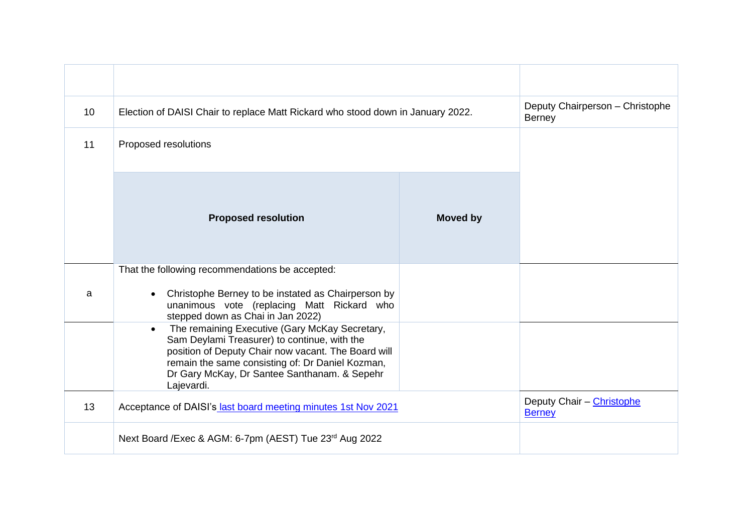| | | |
|---|---|---|
| | | |
| 10 | Election of DAISI Chair to replace Matt Rickard who stood down in January 2022. | Deputy Chairperson – Christophe Berney |
| 11 | Proposed resolutions | |
| | **Proposed resolution** / **Moved by** | |
| a | That the following recommendations be accepted:<br>• Christophe Berney to be instated as Chairperson by unanimous vote (replacing Matt Rickard who stepped down as Chai in Jan 2022) | |
| | • The remaining Executive (Gary McKay Secretary, Sam Deylami Treasurer) to continue, with the position of Deputy Chair now vacant. The Board will remain the same consisting of: Dr Daniel Kozman, Dr Gary McKay, Dr Santee Santhanam. & Sepehr Lajevardi. | |
| 13 | Acceptance of DAISI's [last board meeting minutes 1st Nov 2021]() | Deputy Chair – [Christophe Berney]() |
| | Next Board /Exec & AGM: 6-7pm (AEST) Tue 23rd Aug 2022 | |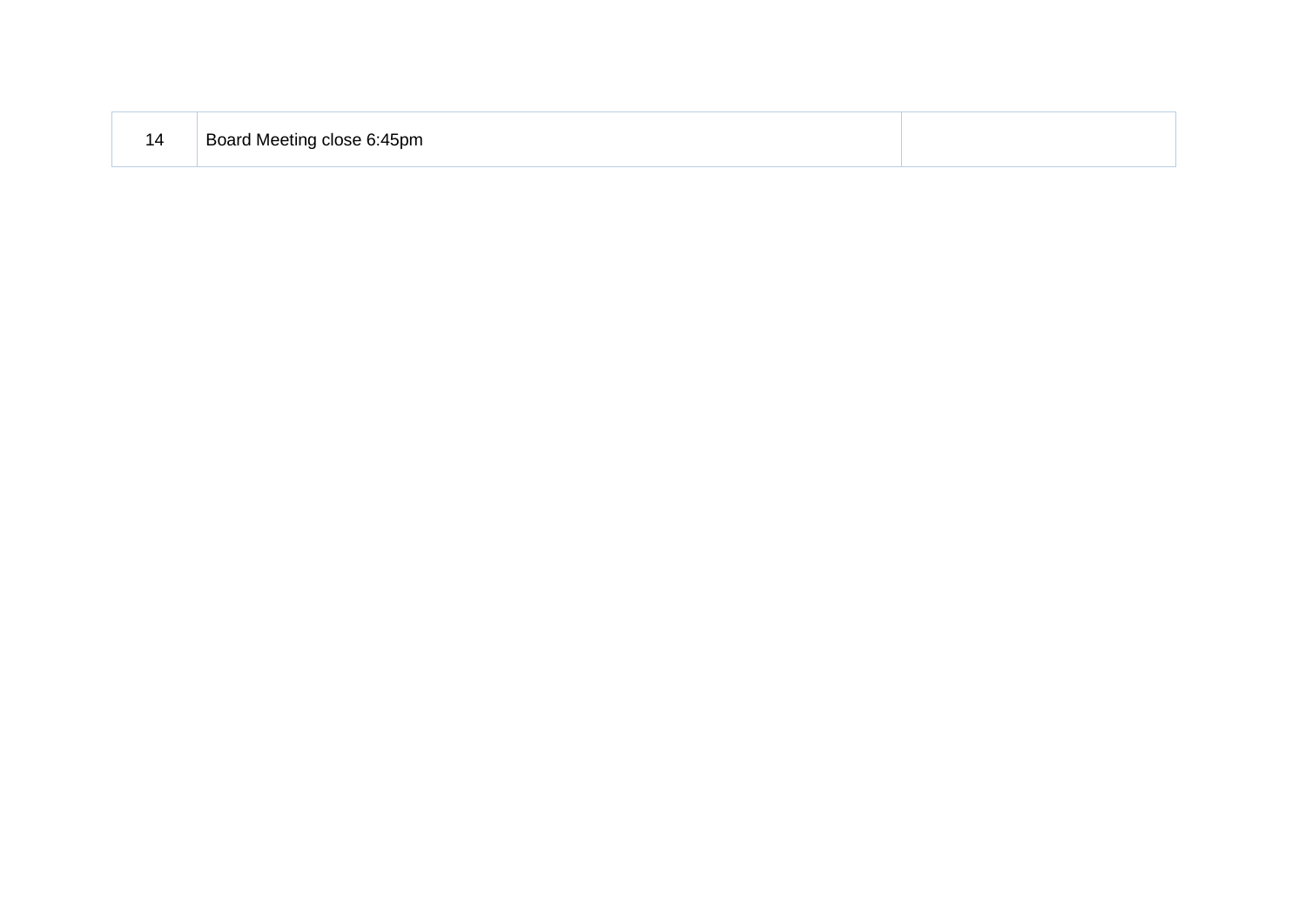| | | |
|---|---|---|
| 14 | Board Meeting close 6:45pm | |